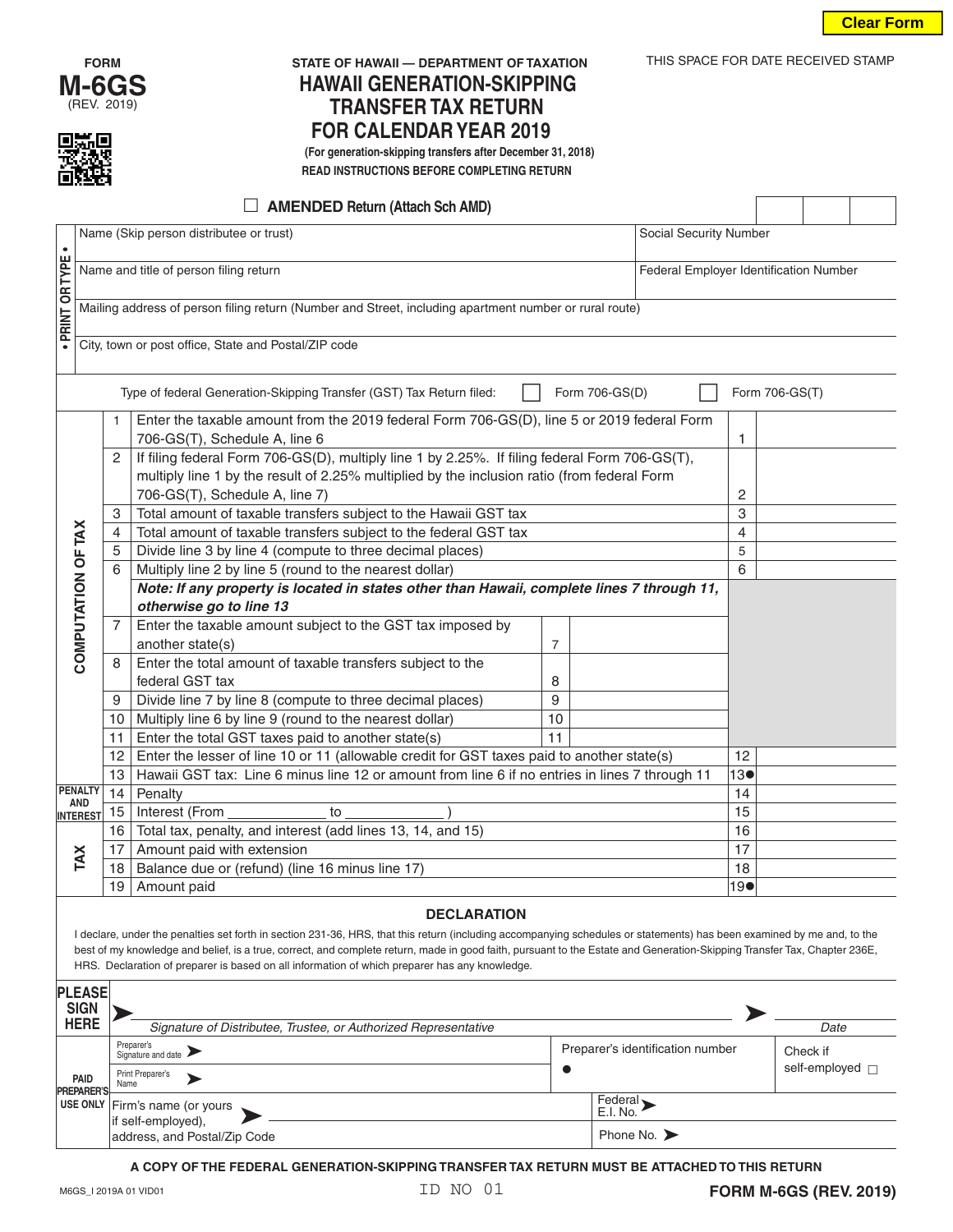Clear Form

FORM **M-6GS** (REV. 2019)

STATE OF HAWAII — DEPARTMENT OF TAXATION

# HAWAII GENERATION-SKIPPING TRANSFER TAX RETURN FOR CALENDAR YEAR 2019

(For generation-skipping transfers after December 31, 2018)

READ INSTRUCTIONS BEFORE COMPLETING RETURN

THIS SPACE FOR DATE RECEIVED STAMP

☐ **AMENDED** Return (Attach Sch AMD)

• PRINT OR TYPE •

| | |
|---|---|
| Name (Skip person distributee or trust) | Social Security Number |
| Name and title of person filing return | Federal Employer Identification Number |
| Mailing address of person filing return (Number and Street, including apartment number or rural route) | |
| City, town or post office, State and Postal/ZIP code | |

Type of federal Generation-Skipping Transfer (GST) Tax Return filed: ☐ Form 706-GS(D) ☐ Form 706-GS(T)

**COMPUTATION OF TAX**

| | | | | | |
|---|---|---|---|---|---|
| 1 | Enter the taxable amount from the 2019 federal Form 706-GS(D), line 5 or 2019 federal Form 706-GS(T), Schedule A, line 6 | | | 1 | |
| 2 | If filing federal Form 706-GS(D), multiply line 1 by 2.25%. If filing federal Form 706-GS(T), multiply line 1 by the result of 2.25% multiplied by the inclusion ratio (from federal Form 706-GS(T), Schedule A, line 7) | | | 2 | |
| 3 | Total amount of taxable transfers subject to the Hawaii GST tax | | | 3 | |
| 4 | Total amount of taxable transfers subject to the federal GST tax | | | 4 | |
| 5 | Divide line 3 by line 4 (compute to three decimal places) | | | 5 | |
| 6 | Multiply line 2 by line 5 (round to the nearest dollar) | | | 6 | |
| | ***Note: If any property is located in states other than Hawaii, complete lines 7 through 11, otherwise go to line 13*** | | | | |
| 7 | Enter the taxable amount subject to the GST tax imposed by another state(s) | 7 | | | |
| 8 | Enter the total amount of taxable transfers subject to the federal GST tax | 8 | | | |
| 9 | Divide line 7 by line 8 (compute to three decimal places) | 9 | | | |
| 10 | Multiply line 6 by line 9 (round to the nearest dollar) | 10 | | | |
| 11 | Enter the total GST taxes paid to another state(s) | 11 | | | |
| 12 | Enter the lesser of line 10 or 11 (allowable credit for GST taxes paid to another state(s) | | | 12 | |
| 13 | Hawaii GST tax: Line 6 minus line 12 or amount from line 6 if no entries in lines 7 through 11 | | | 13● | |

**PENALTY AND INTEREST**

| | | | |
|---|---|---|---|
| 14 | Penalty | 14 | |
| 15 | Interest (From ____________ to ____________ ) | 15 | |

**TAX**

| | | | |
|---|---|---|---|
| 16 | Total tax, penalty, and interest (add lines 13, 14, and 15) | 16 | |
| 17 | Amount paid with extension | 17 | |
| 18 | Balance due or (refund) (line 16 minus line 17) | 18 | |
| 19 | Amount paid | 19● | |

## DECLARATION

I declare, under the penalties set forth in section 231-36, HRS, that this return (including accompanying schedules or statements) has been examined by me and, to the best of my knowledge and belief, is a true, correct, and complete return, made in good faith, pursuant to the Estate and Generation-Skipping Transfer Tax, Chapter 236E, HRS. Declaration of preparer is based on all information of which preparer has any knowledge.

**PLEASE SIGN HERE**

➤ ______________________________ ➤ ____________

*Signature of Distributee, Trustee, or Authorized Representative* *Date*

**PAID PREPARER'S USE ONLY**

| | | |
|---|---|---|
| Preparer's Signature and date ➤ | Preparer's identification number ● | Check if self-employed ☐ |
| Print Preparer's Name ➤ | | |
| Firm's name (or yours if self-employed), address, and Postal/Zip Code ➤ | Federal E.I. No. ➤ | |
| | Phone No. ➤ | |

**A COPY OF THE FEDERAL GENERATION-SKIPPING TRANSFER TAX RETURN MUST BE ATTACHED TO THIS RETURN**

M6GS_I 2019A 01 VID01 ID NO 01 **FORM M-6GS (REV. 2019)**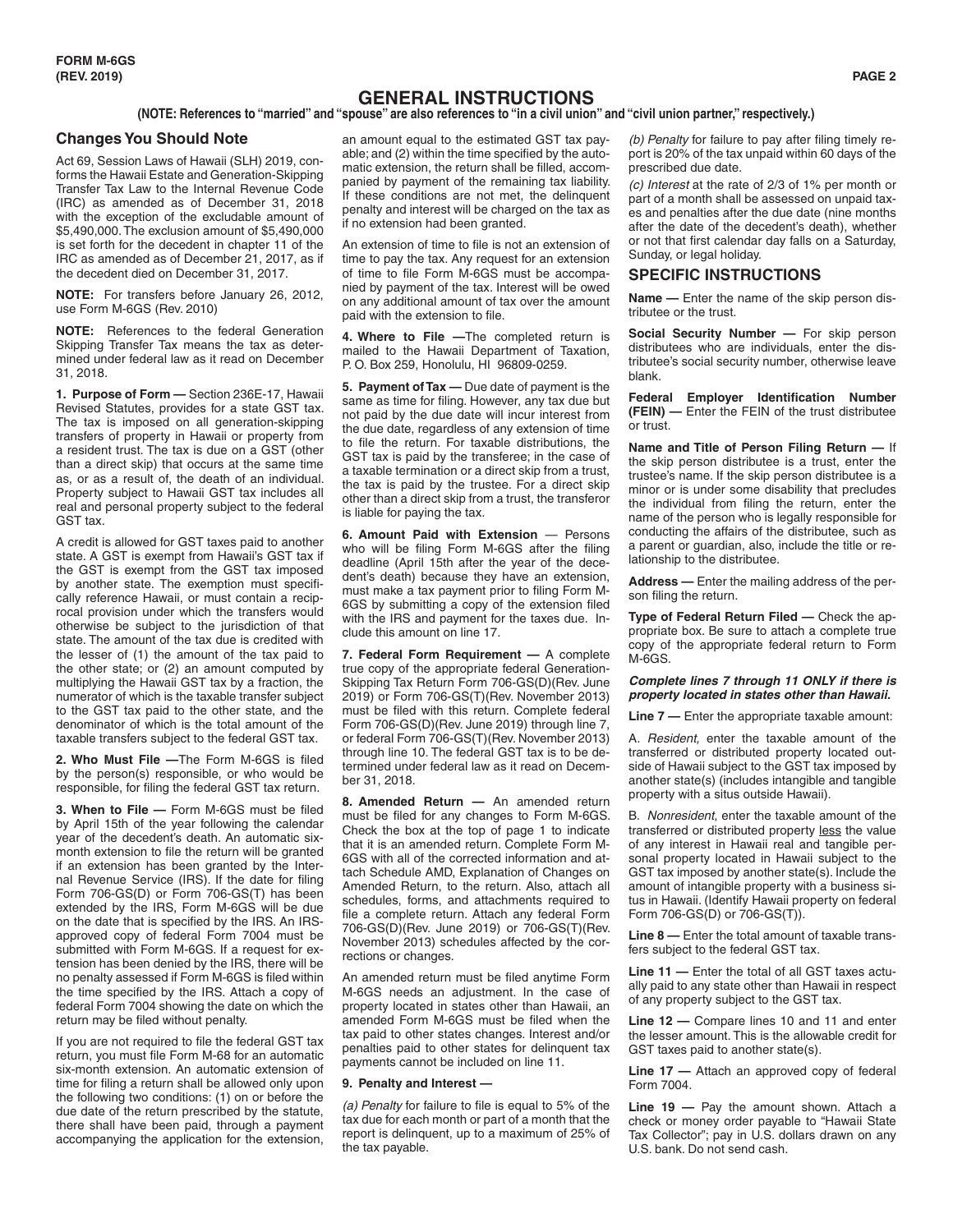# GENERAL INSTRUCTIONS

**(NOTE: References to "married" and "spouse" are also references to "in a civil union" and "civil union partner," respectively.)**

## Changes You Should Note

Act 69, Session Laws of Hawaii (SLH) 2019, conforms the Hawaii Estate and Generation-Skipping Transfer Tax Law to the Internal Revenue Code (IRC) as amended as of December 31, 2018 with the exception of the excludable amount of \$5,490,000. The exclusion amount of \$5,490,000 is set forth for the decedent in chapter 11 of the IRC as amended as of December 21, 2017, as if the decedent died on December 31, 2017.

**NOTE:** For transfers before January 26, 2012, use Form M-6GS (Rev. 2010)

**NOTE:** References to the federal Generation Skipping Transfer Tax means the tax as determined under federal law as it read on December 31, 2018.

**1. Purpose of Form —** Section 236E-17, Hawaii Revised Statutes, provides for a state GST tax. The tax is imposed on all generation-skipping transfers of property in Hawaii or property from a resident trust. The tax is due on a GST (other than a direct skip) that occurs at the same time as, or as a result of, the death of an individual. Property subject to Hawaii GST tax includes all real and personal property subject to the federal GST tax.

A credit is allowed for GST taxes paid to another state. A GST is exempt from Hawaii's GST tax if the GST is exempt from the GST tax imposed by another state. The exemption must specifically reference Hawaii, or must contain a reciprocal provision under which the transfers would otherwise be subject to the jurisdiction of that state. The amount of the tax due is credited with the lesser of (1) the amount of the tax paid to the other state; or (2) an amount computed by multiplying the Hawaii GST tax by a fraction, the numerator of which is the taxable transfer subject to the GST tax paid to the other state, and the denominator of which is the total amount of the taxable transfers subject to the federal GST tax.

**2. Who Must File —**The Form M-6GS is filed by the person(s) responsible, or who would be responsible, for filing the federal GST tax return.

**3. When to File —** Form M-6GS must be filed by April 15th of the year following the calendar year of the decedent's death. An automatic six-month extension to file the return will be granted if an extension has been granted by the Internal Revenue Service (IRS). If the date for filing Form 706-GS(D) or Form 706-GS(T) has been extended by the IRS, Form M-6GS will be due on the date that is specified by the IRS. An IRS-approved copy of federal Form 7004 must be submitted with Form M-6GS. If a request for extension has been denied by the IRS, there will be no penalty assessed if Form M-6GS is filed within the time specified by the IRS. Attach a copy of federal Form 7004 showing the date on which the return may be filed without penalty.

If you are not required to file the federal GST tax return, you must file Form M-68 for an automatic six-month extension. An automatic extension of time for filing a return shall be allowed only upon the following two conditions: (1) on or before the due date of the return prescribed by the statute, there shall have been paid, through a payment accompanying the application for the extension, an amount equal to the estimated GST tax payable; and (2) within the time specified by the automatic extension, the return shall be filled, accompanied by payment of the remaining tax liability. If these conditions are not met, the delinquent penalty and interest will be charged on the tax as if no extension had been granted.

An extension of time to file is not an extension of time to pay the tax. Any request for an extension of time to file Form M-6GS must be accompanied by payment of the tax. Interest will be owed on any additional amount of tax over the amount paid with the extension to file.

**4. Where to File —**The completed return is mailed to the Hawaii Department of Taxation, P. O. Box 259, Honolulu, HI 96809-0259.

**5. Payment of Tax —** Due date of payment is the same as time for filing. However, any tax due but not paid by the due date will incur interest from the due date, regardless of any extension of time to file the return. For taxable distributions, the GST tax is paid by the transferee; in the case of a taxable termination or a direct skip from a trust, the tax is paid by the trustee. For a direct skip other than a direct skip from a trust, the transferor is liable for paying the tax.

**6. Amount Paid with Extension** — Persons who will be filing Form M-6GS after the filing deadline (April 15th after the year of the decedent's death) because they have an extension, must make a tax payment prior to filing Form M-6GS by submitting a copy of the extension filed with the IRS and payment for the taxes due. Include this amount on line 17.

**7. Federal Form Requirement —** A complete true copy of the appropriate federal Generation-Skipping Tax Return Form 706-GS(D)(Rev. June 2019) or Form 706-GS(T)(Rev. November 2013) must be filed with this return. Complete federal Form 706-GS(D)(Rev. June 2019) through line 7, or federal Form 706-GS(T)(Rev. November 2013) through line 10. The federal GST tax is to be determined under federal law as it read on December 31, 2018.

**8. Amended Return —** An amended return must be filed for any changes to Form M-6GS. Check the box at the top of page 1 to indicate that it is an amended return. Complete Form M-6GS with all of the corrected information and attach Schedule AMD, Explanation of Changes on Amended Return, to the return. Also, attach all schedules, forms, and attachments required to file a complete return. Attach any federal Form 706-GS(D)(Rev. June 2019) or 706-GS(T)(Rev. November 2013) schedules affected by the corrections or changes.

An amended return must be filed anytime Form M-6GS needs an adjustment. In the case of property located in states other than Hawaii, an amended Form M-6GS must be filed when the tax paid to other states changes. Interest and/or penalties paid to other states for delinquent tax payments cannot be included on line 11.

**9. Penalty and Interest —**

*(a) Penalty* for failure to file is equal to 5% of the tax due for each month or part of a month that the report is delinquent, up to a maximum of 25% of the tax payable.

*(b) Penalty* for failure to pay after filing timely report is 20% of the tax unpaid within 60 days of the prescribed due date.

*(c) Interest* at the rate of 2/3 of 1% per month or part of a month shall be assessed on unpaid taxes and penalties after the due date (nine months after the date of the decedent's death), whether or not that first calendar day falls on a Saturday, Sunday, or legal holiday.

## SPECIFIC INSTRUCTIONS

**Name —** Enter the name of the skip person distributee or the trust.

**Social Security Number —** For skip person distributees who are individuals, enter the distributee's social security number, otherwise leave blank.

**Federal Employer Identification Number (FEIN) —** Enter the FEIN of the trust distributee or trust.

**Name and Title of Person Filing Return —** If the skip person distributee is a trust, enter the trustee's name. If the skip person distributee is a minor or is under some disability that precludes the individual from filing the return, enter the name of the person who is legally responsible for conducting the affairs of the distributee, such as a parent or guardian, also, include the title or relationship to the distributee.

**Address —** Enter the mailing address of the person filing the return.

**Type of Federal Return Filed —** Check the appropriate box. Be sure to attach a complete true copy of the appropriate federal return to Form M-6GS.

***Complete lines 7 through 11 ONLY if there is property located in states other than Hawaii.***

**Line 7 —** Enter the appropriate taxable amount:

A. *Resident,* enter the taxable amount of the transferred or distributed property located outside of Hawaii subject to the GST tax imposed by another state(s) (includes intangible and tangible property with a situs outside Hawaii).

B. *Nonresident*, enter the taxable amount of the transferred or distributed property less the value of any interest in Hawaii real and tangible personal property located in Hawaii subject to the GST tax imposed by another state(s). Include the amount of intangible property with a business situs in Hawaii. (Identify Hawaii property on federal Form 706-GS(D) or 706-GS(T)).

**Line 8 —** Enter the total amount of taxable transfers subject to the federal GST tax.

**Line 11 —** Enter the total of all GST taxes actually paid to any state other than Hawaii in respect of any property subject to the GST tax.

**Line 12 —** Compare lines 10 and 11 and enter the lesser amount. This is the allowable credit for GST taxes paid to another state(s).

**Line 17 —** Attach an approved copy of federal Form 7004.

**Line 19 —** Pay the amount shown. Attach a check or money order payable to "Hawaii State Tax Collector"; pay in U.S. dollars drawn on any U.S. bank. Do not send cash.